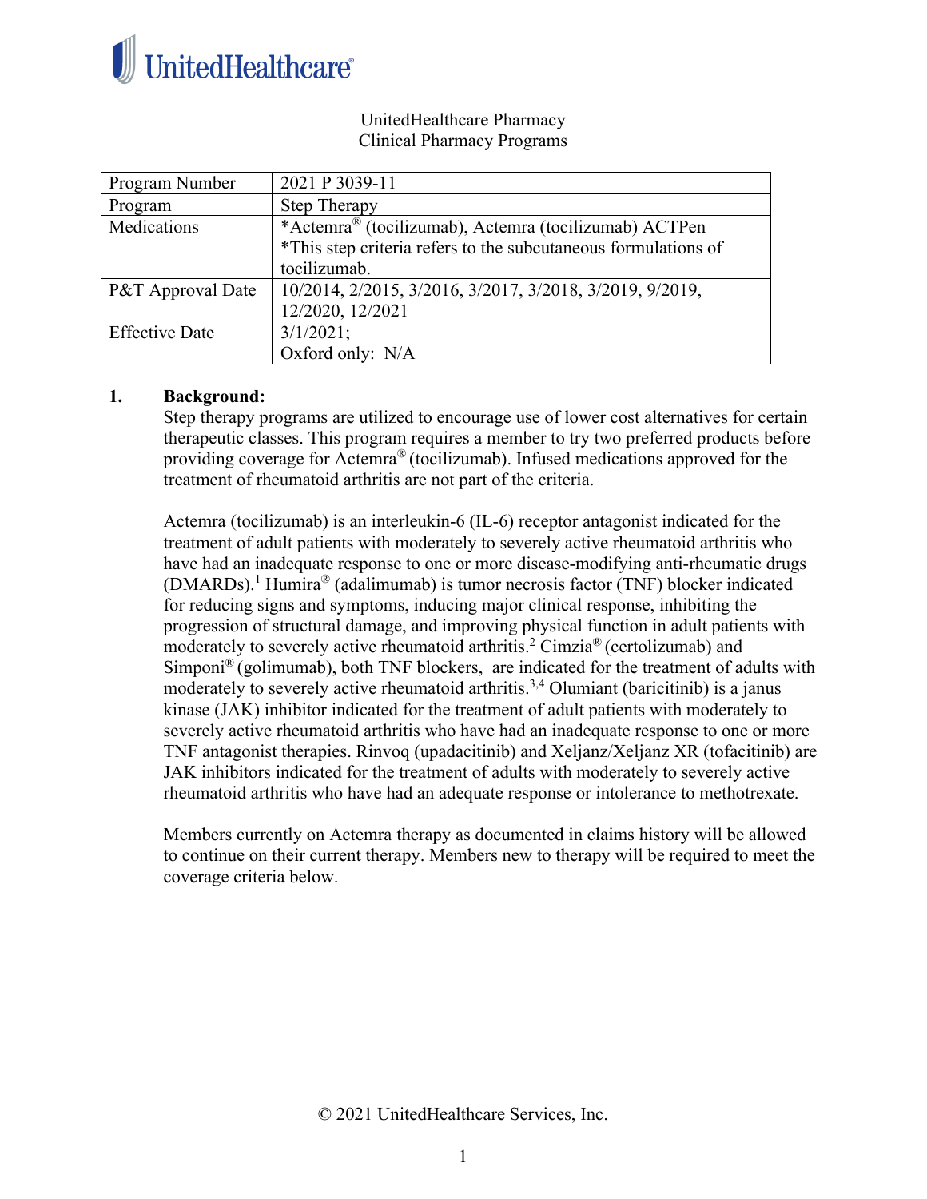UnitedHealthcare

UnitedHealthcare Pharmacy
Clinical Pharmacy Programs

| Program Number | 2021 P 3039-11 |
|---|---|
| Program | Step Therapy |
| Medications | *Actemra® (tocilizumab), Actemra (tocilizumab) ACTPen<br>*This step criteria refers to the subcutaneous formulations of tocilizumab. |
| P&T Approval Date | 10/2014, 2/2015, 3/2016, 3/2017, 3/2018, 3/2019, 9/2019, 12/2020, 12/2021 |
| Effective Date | 3/1/2021;<br>Oxford only: N/A |

## 1. Background:

Step therapy programs are utilized to encourage use of lower cost alternatives for certain therapeutic classes. This program requires a member to try two preferred products before providing coverage for Actemra® (tocilizumab). Infused medications approved for the treatment of rheumatoid arthritis are not part of the criteria.

Actemra (tocilizumab) is an interleukin-6 (IL-6) receptor antagonist indicated for the treatment of adult patients with moderately to severely active rheumatoid arthritis who have had an inadequate response to one or more disease-modifying anti-rheumatic drugs (DMARDs).[1] Humira® (adalimumab) is tumor necrosis factor (TNF) blocker indicated for reducing signs and symptoms, inducing major clinical response, inhibiting the progression of structural damage, and improving physical function in adult patients with moderately to severely active rheumatoid arthritis.[2] Cimzia® (certolizumab) and Simponi® (golimumab), both TNF blockers, are indicated for the treatment of adults with moderately to severely active rheumatoid arthritis.[3,4] Olumiant (baricitinib) is a janus kinase (JAK) inhibitor indicated for the treatment of adult patients with moderately to severely active rheumatoid arthritis who have had an inadequate response to one or more TNF antagonist therapies. Rinvoq (upadacitinib) and Xeljanz/Xeljanz XR (tofacitinib) are JAK inhibitors indicated for the treatment of adults with moderately to severely active rheumatoid arthritis who have had an adequate response or intolerance to methotrexate.

Members currently on Actemra therapy as documented in claims history will be allowed to continue on their current therapy. Members new to therapy will be required to meet the coverage criteria below.

© 2021 UnitedHealthcare Services, Inc.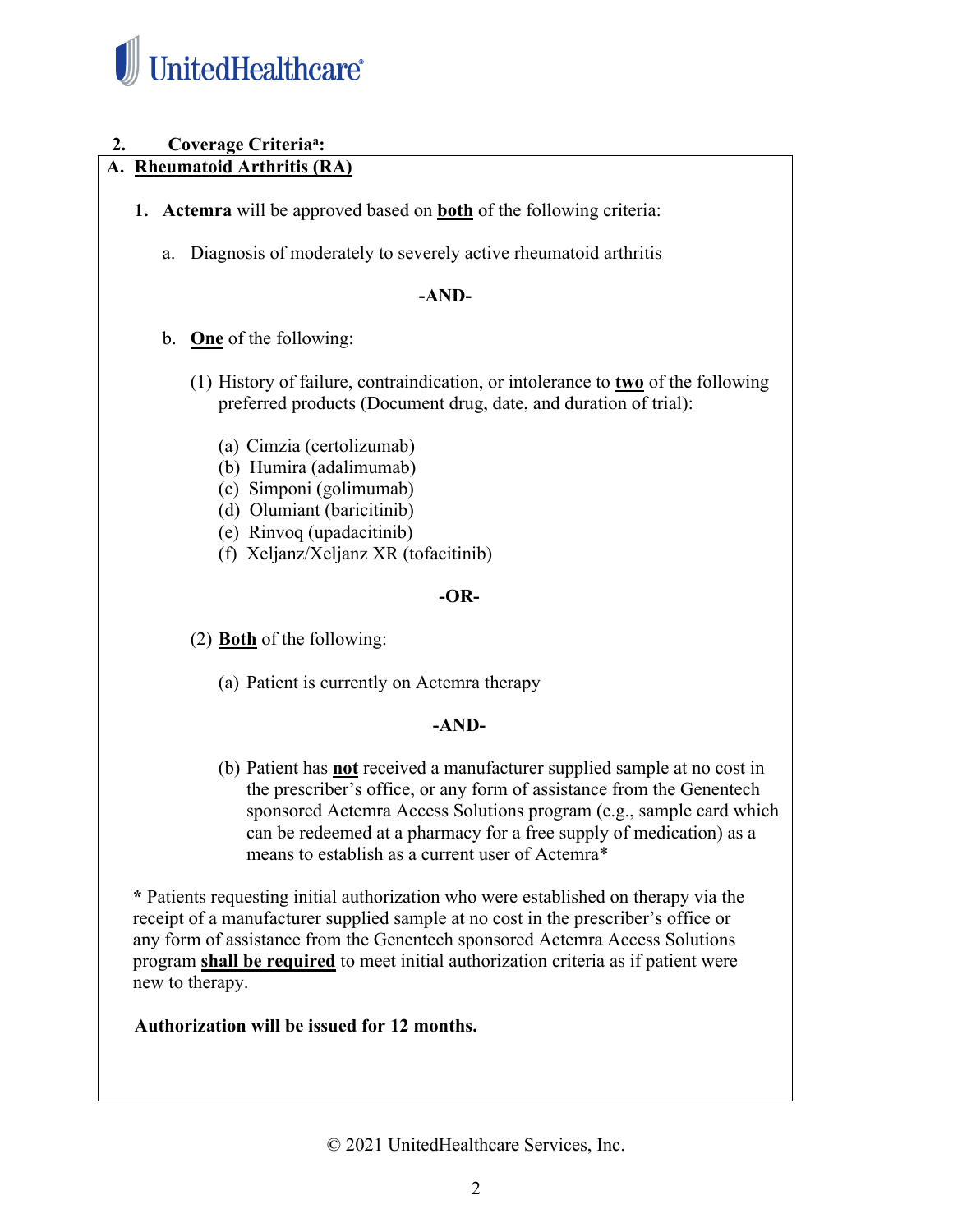## 2. Coverage Criteria[a]:

### A. Rheumatoid Arthritis (RA)

1. **Actemra** will be approved based on **both** of the following criteria:

   a. Diagnosis of moderately to severely active rheumatoid arthritis

   **-AND-**

   b. **One** of the following:

      (1) History of failure, contraindication, or intolerance to **two** of the following preferred products (Document drug, date, and duration of trial):

         (a) Cimzia (certolizumab)
         (b) Humira (adalimumab)
         (c) Simponi (golimumab)
         (d) Olumiant (baricitinib)
         (e) Rinvoq (upadacitinib)
         (f) Xeljanz/Xeljanz XR (tofacitinib)

      **-OR-**

      (2) **Both** of the following:

         (a) Patient is currently on Actemra therapy

         **-AND-**

         (b) Patient has **not** received a manufacturer supplied sample at no cost in the prescriber's office, or any form of assistance from the Genentech sponsored Actemra Access Solutions program (e.g., sample card which can be redeemed at a pharmacy for a free supply of medication) as a means to establish as a current user of Actemra*

\* Patients requesting initial authorization who were established on therapy via the receipt of a manufacturer supplied sample at no cost in the prescriber's office or any form of assistance from the Genentech sponsored Actemra Access Solutions program **shall be required** to meet initial authorization criteria as if patient were new to therapy.

**Authorization will be issued for 12 months.**

© 2021 UnitedHealthcare Services, Inc.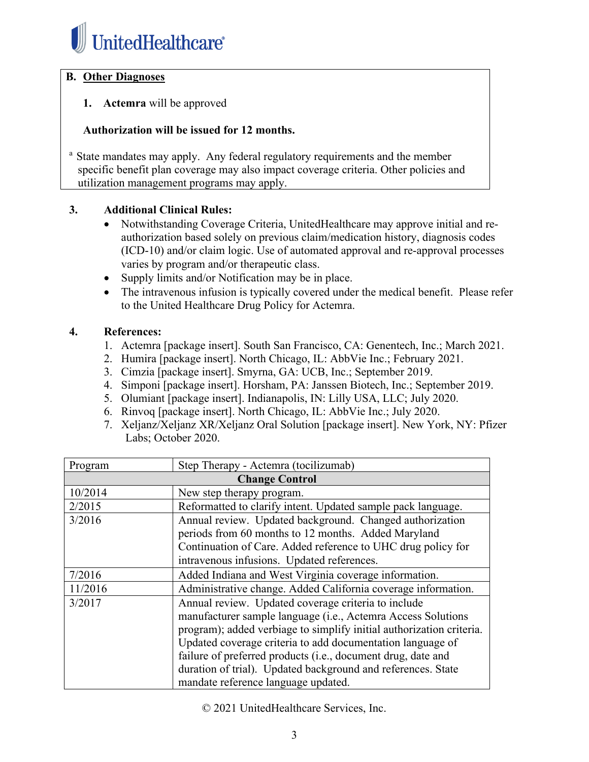**B. Other Diagnoses**

1. **Actemra** will be approved

**Authorization will be issued for 12 months.**

[a] State mandates may apply. Any federal regulatory requirements and the member specific benefit plan coverage may also impact coverage criteria. Other policies and utilization management programs may apply.

**3. Additional Clinical Rules:**

- Notwithstanding Coverage Criteria, UnitedHealthcare may approve initial and re-authorization based solely on previous claim/medication history, diagnosis codes (ICD-10) and/or claim logic. Use of automated approval and re-approval processes varies by program and/or therapeutic class.
- Supply limits and/or Notification may be in place.
- The intravenous infusion is typically covered under the medical benefit. Please refer to the United Healthcare Drug Policy for Actemra.

**4. References:**

1. Actemra [package insert]. South San Francisco, CA: Genentech, Inc.; March 2021.
2. Humira [package insert]. North Chicago, IL: AbbVie Inc.; February 2021.
3. Cimzia [package insert]. Smyrna, GA: UCB, Inc.; September 2019.
4. Simponi [package insert]. Horsham, PA: Janssen Biotech, Inc.; September 2019.
5. Olumiant [package insert]. Indianapolis, IN: Lilly USA, LLC; July 2020.
6. Rinvoq [package insert]. North Chicago, IL: AbbVie Inc.; July 2020.
7. Xeljanz/Xeljanz XR/Xeljanz Oral Solution [package insert]. New York, NY: Pfizer Labs; October 2020.

| Program | Step Therapy - Actemra (tocilizumab) |
|---|---|
| **Change Control** | |
| 10/2014 | New step therapy program. |
| 2/2015 | Reformatted to clarify intent. Updated sample pack language. |
| 3/2016 | Annual review. Updated background. Changed authorization periods from 60 months to 12 months. Added Maryland Continuation of Care. Added reference to UHC drug policy for intravenous infusions. Updated references. |
| 7/2016 | Added Indiana and West Virginia coverage information. |
| 11/2016 | Administrative change. Added California coverage information. |
| 3/2017 | Annual review. Updated coverage criteria to include manufacturer sample language (i.e., Actemra Access Solutions program); added verbiage to simplify initial authorization criteria. Updated coverage criteria to add documentation language of failure of preferred products (i.e., document drug, date and duration of trial). Updated background and references. State mandate reference language updated. |

© 2021 UnitedHealthcare Services, Inc.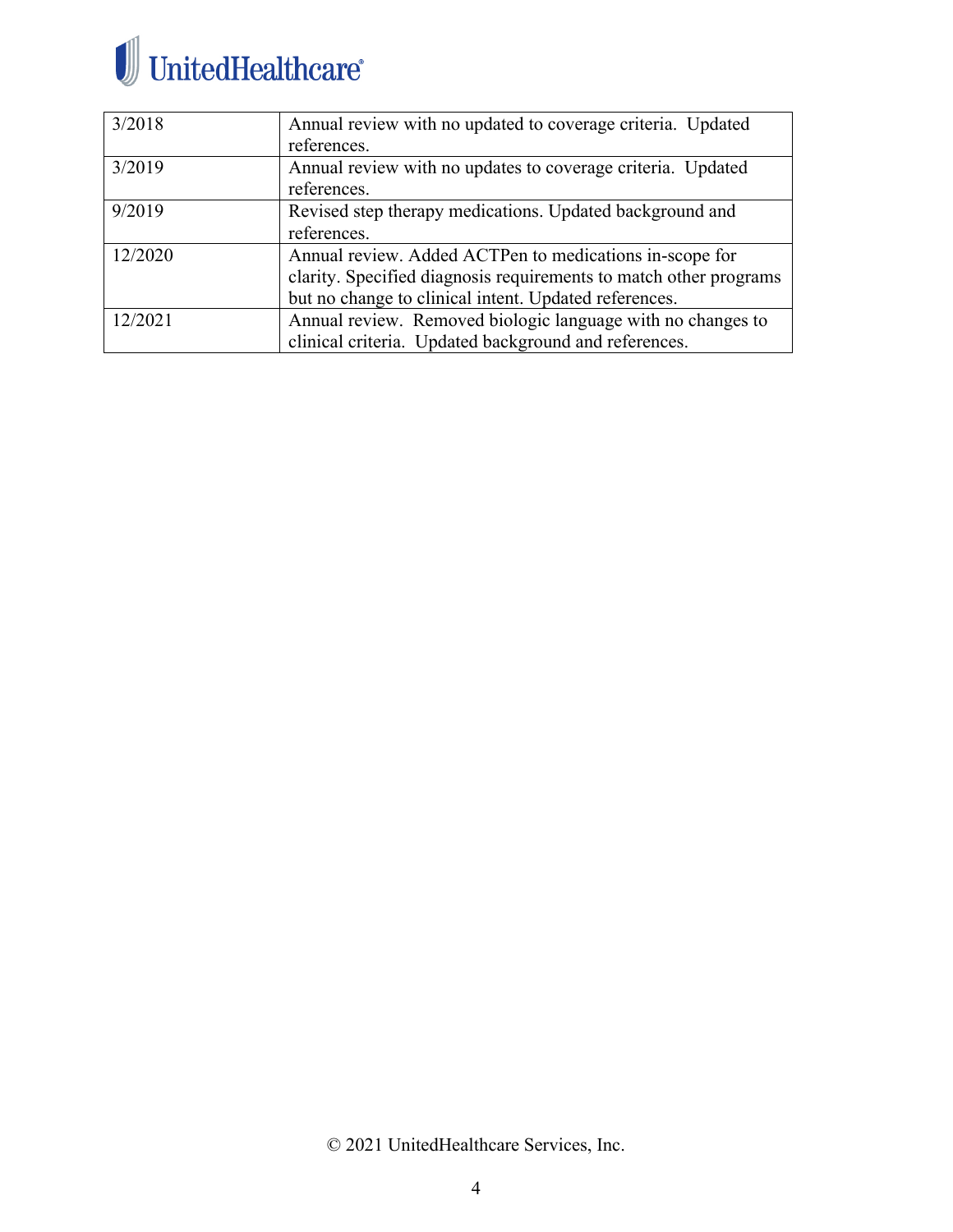| | |
|---|---|
| 3/2018 | Annual review with no updated to coverage criteria. Updated references. |
| 3/2019 | Annual review with no updates to coverage criteria. Updated references. |
| 9/2019 | Revised step therapy medications. Updated background and references. |
| 12/2020 | Annual review. Added ACTPen to medications in-scope for clarity. Specified diagnosis requirements to match other programs but no change to clinical intent. Updated references. |
| 12/2021 | Annual review. Removed biologic language with no changes to clinical criteria. Updated background and references. |

© 2021 UnitedHealthcare Services, Inc.